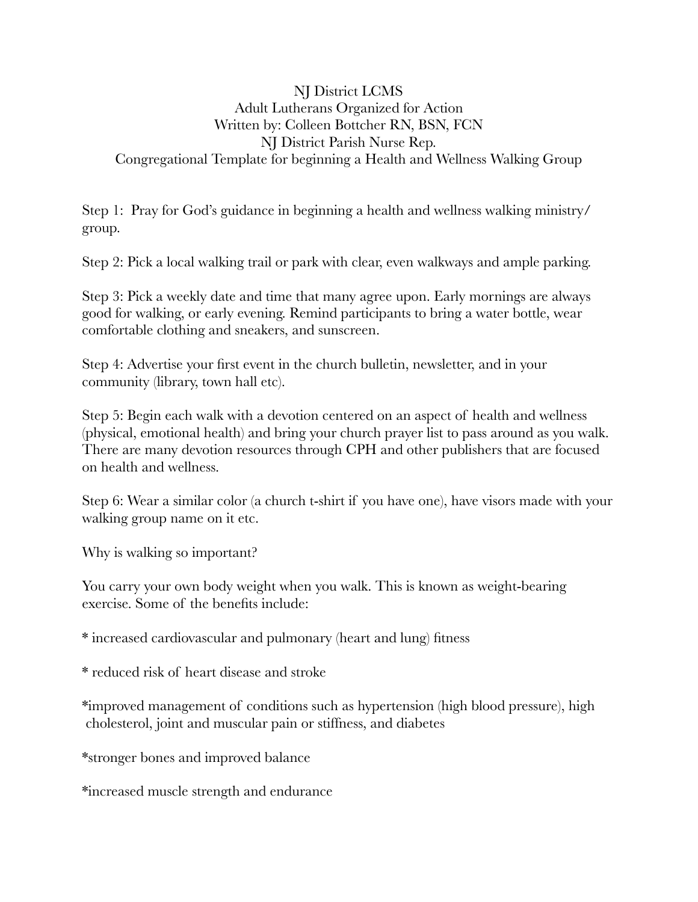NJ District LCMS
Adult Lutherans Organized for Action
Written by: Colleen Bottcher RN, BSN, FCN
NJ District Parish Nurse Rep.
Congregational Template for beginning a Health and Wellness Walking Group

Step 1: Pray for God's guidance in beginning a health and wellness walking ministry/ group.

Step 2: Pick a local walking trail or park with clear, even walkways and ample parking.

Step 3: Pick a weekly date and time that many agree upon. Early mornings are always good for walking, or early evening. Remind participants to bring a water bottle, wear comfortable clothing and sneakers, and sunscreen.

Step 4: Advertise your first event in the church bulletin, newsletter, and in your community (library, town hall etc).

Step 5: Begin each walk with a devotion centered on an aspect of health and wellness (physical, emotional health) and bring your church prayer list to pass around as you walk. There are many devotion resources through CPH and other publishers that are focused on health and wellness.

Step 6: Wear a similar color (a church t-shirt if you have one), have visors made with your walking group name on it etc.

Why is walking so important?

You carry your own body weight when you walk. This is known as weight-bearing exercise. Some of the benefits include:

* increased cardiovascular and pulmonary (heart and lung) fitness

* reduced risk of heart disease and stroke

*improved management of conditions such as hypertension (high blood pressure), high cholesterol, joint and muscular pain or stiffness, and diabetes

*stronger bones and improved balance

*increased muscle strength and endurance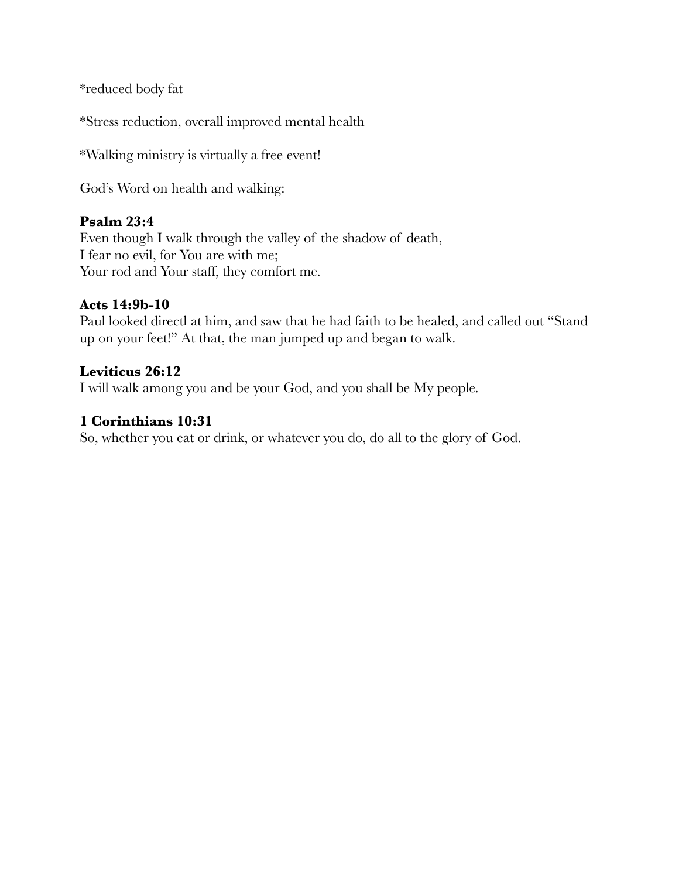*reduced body fat

*Stress reduction, overall improved mental health

*Walking ministry is virtually a free event!

God's Word on health and walking:

**Psalm 23:4**
Even though I walk through the valley of the shadow of death,
I fear no evil, for You are with me;
Your rod and Your staff, they comfort me.

**Acts 14:9b-10**
Paul looked directl at him, and saw that he had faith to be healed, and called out "Stand up on your feet!" At that, the man jumped up and began to walk.

**Leviticus 26:12**
I will walk among you and be your God, and you shall be My people.

**1 Corinthians 10:31**
So, whether you eat or drink, or whatever you do, do all to the glory of God.